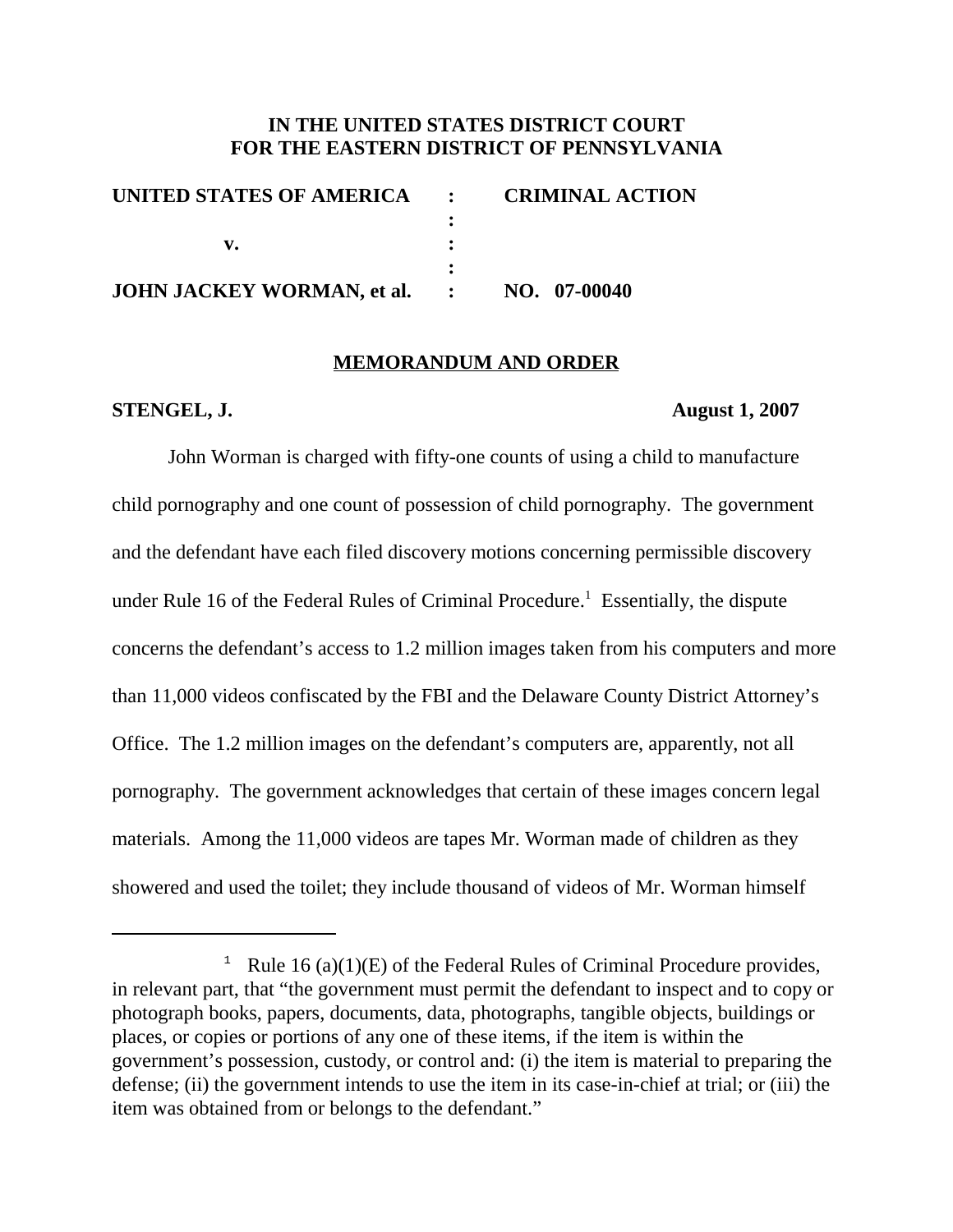**IN THE UNITED STATES DISTRICT COURT**
**FOR THE EASTERN DISTRICT OF PENNSYLVANIA**

| | | |
|---|---|---|
| **UNITED STATES OF AMERICA** | **:** | **CRIMINAL ACTION** |
| | **:** | |
| **v.** | **:** | |
| | **:** | |
| **JOHN JACKEY WORMAN, et al.** | **:** | **NO. 07-00040** |

**MEMORANDUM AND ORDER**

**STENGEL, J.** **August 1, 2007**

John Worman is charged with fifty-one counts of using a child to manufacture child pornography and one count of possession of child pornography. The government and the defendant have each filed discovery motions concerning permissible discovery under Rule 16 of the Federal Rules of Criminal Procedure.[1] Essentially, the dispute concerns the defendant's access to 1.2 million images taken from his computers and more than 11,000 videos confiscated by the FBI and the Delaware County District Attorney's Office. The 1.2 million images on the defendant's computers are, apparently, not all pornography. The government acknowledges that certain of these images concern legal materials. Among the 11,000 videos are tapes Mr. Worman made of children as they showered and used the toilet; they include thousand of videos of Mr. Worman himself

---

[1] Rule 16 (a)(1)(E) of the Federal Rules of Criminal Procedure provides, in relevant part, that "the government must permit the defendant to inspect and to copy or photograph books, papers, documents, data, photographs, tangible objects, buildings or places, or copies or portions of any one of these items, if the item is within the government's possession, custody, or control and: (i) the item is material to preparing the defense; (ii) the government intends to use the item in its case-in-chief at trial; or (iii) the item was obtained from or belongs to the defendant."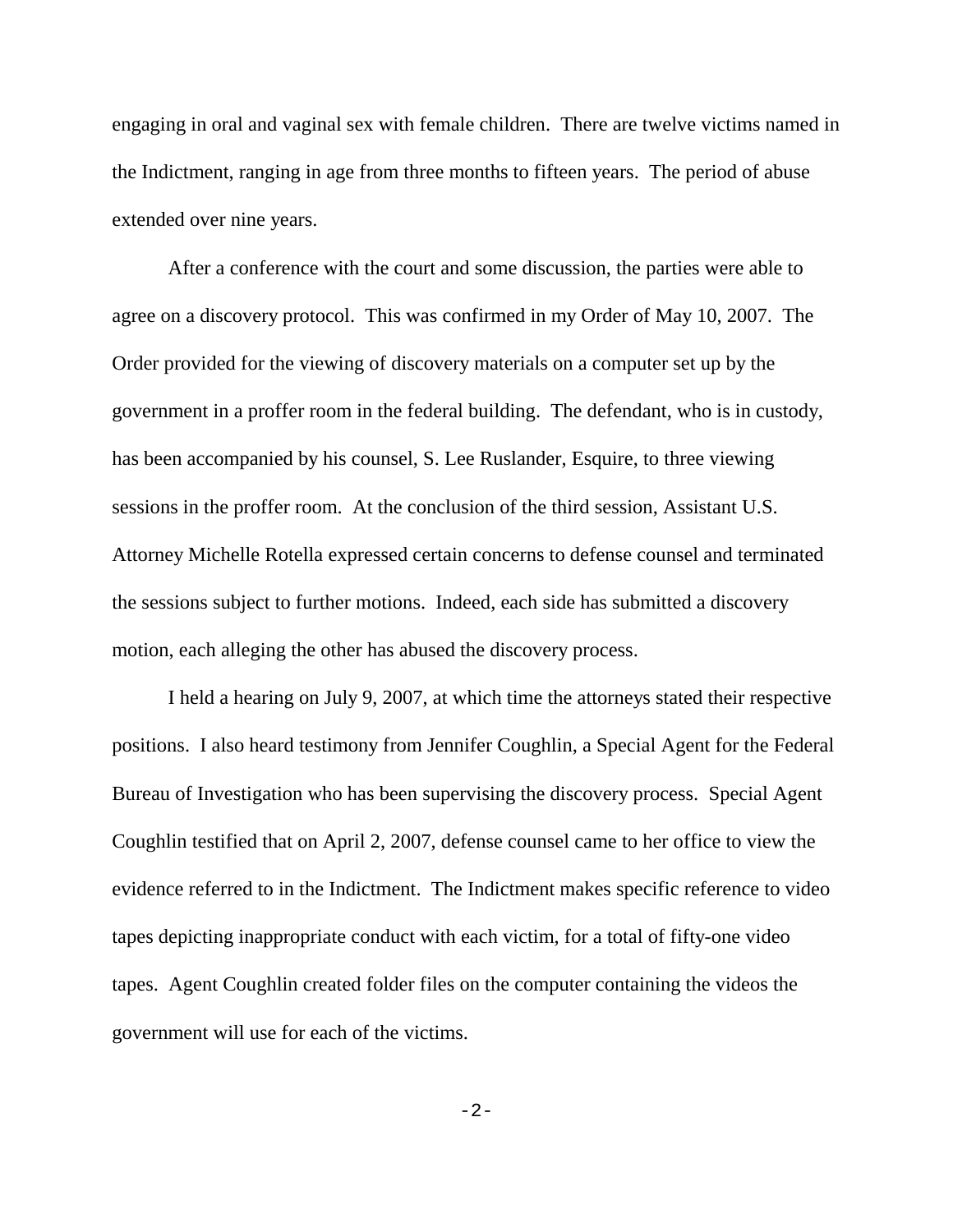engaging in oral and vaginal sex with female children. There are twelve victims named in the Indictment, ranging in age from three months to fifteen years. The period of abuse extended over nine years.

After a conference with the court and some discussion, the parties were able to agree on a discovery protocol. This was confirmed in my Order of May 10, 2007. The Order provided for the viewing of discovery materials on a computer set up by the government in a proffer room in the federal building. The defendant, who is in custody, has been accompanied by his counsel, S. Lee Ruslander, Esquire, to three viewing sessions in the proffer room. At the conclusion of the third session, Assistant U.S. Attorney Michelle Rotella expressed certain concerns to defense counsel and terminated the sessions subject to further motions. Indeed, each side has submitted a discovery motion, each alleging the other has abused the discovery process.

I held a hearing on July 9, 2007, at which time the attorneys stated their respective positions. I also heard testimony from Jennifer Coughlin, a Special Agent for the Federal Bureau of Investigation who has been supervising the discovery process. Special Agent Coughlin testified that on April 2, 2007, defense counsel came to her office to view the evidence referred to in the Indictment. The Indictment makes specific reference to video tapes depicting inappropriate conduct with each victim, for a total of fifty-one video tapes. Agent Coughlin created folder files on the computer containing the videos the government will use for each of the victims.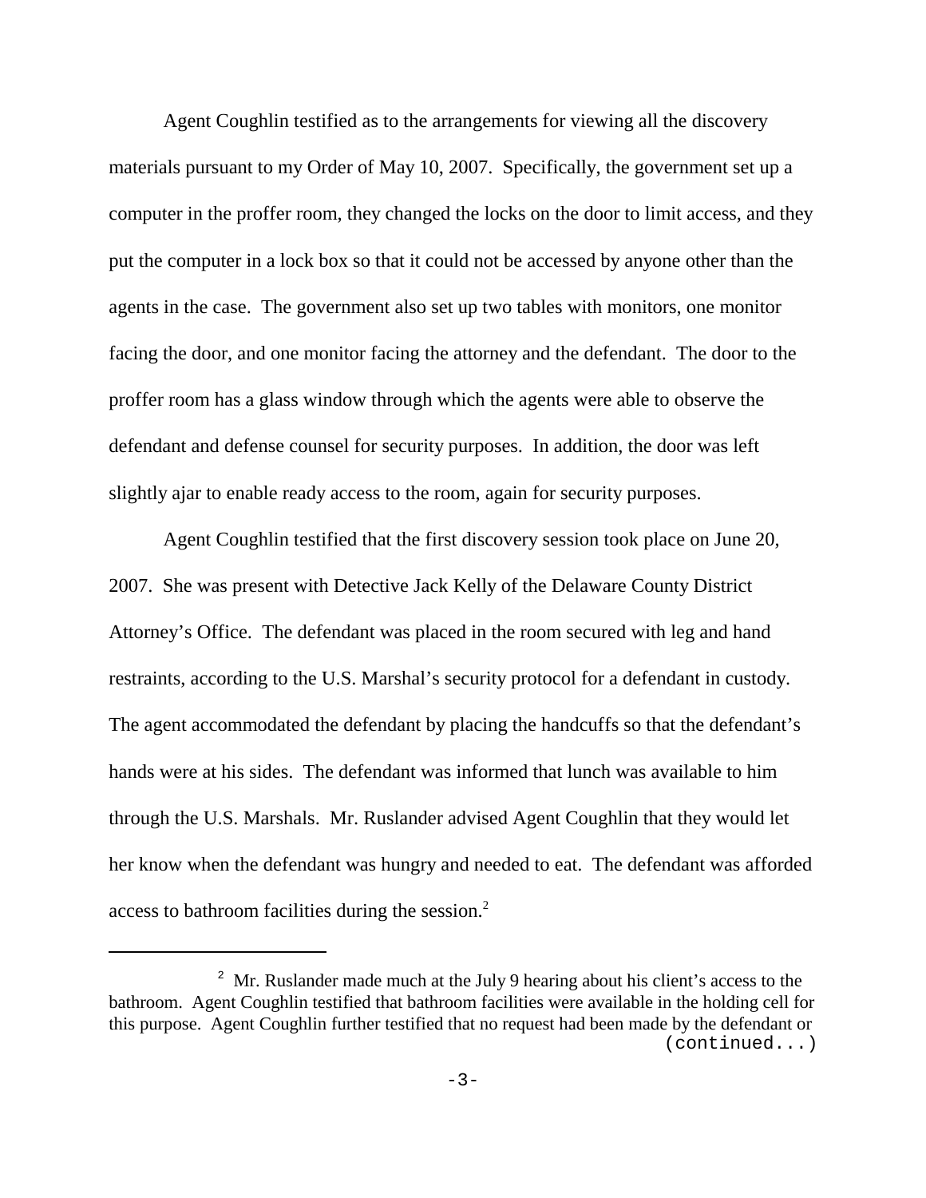Agent Coughlin testified as to the arrangements for viewing all the discovery materials pursuant to my Order of May 10, 2007. Specifically, the government set up a computer in the proffer room, they changed the locks on the door to limit access, and they put the computer in a lock box so that it could not be accessed by anyone other than the agents in the case. The government also set up two tables with monitors, one monitor facing the door, and one monitor facing the attorney and the defendant. The door to the proffer room has a glass window through which the agents were able to observe the defendant and defense counsel for security purposes. In addition, the door was left slightly ajar to enable ready access to the room, again for security purposes.

Agent Coughlin testified that the first discovery session took place on June 20, 2007. She was present with Detective Jack Kelly of the Delaware County District Attorney's Office. The defendant was placed in the room secured with leg and hand restraints, according to the U.S. Marshal's security protocol for a defendant in custody. The agent accommodated the defendant by placing the handcuffs so that the defendant's hands were at his sides. The defendant was informed that lunch was available to him through the U.S. Marshals. Mr. Ruslander advised Agent Coughlin that they would let her know when the defendant was hungry and needed to eat. The defendant was afforded access to bathroom facilities during the session.[2]

---

[2] Mr. Ruslander made much at the July 9 hearing about his client's access to the bathroom. Agent Coughlin testified that bathroom facilities were available in the holding cell for this purpose. Agent Coughlin further testified that no request had been made by the defendant or (continued...)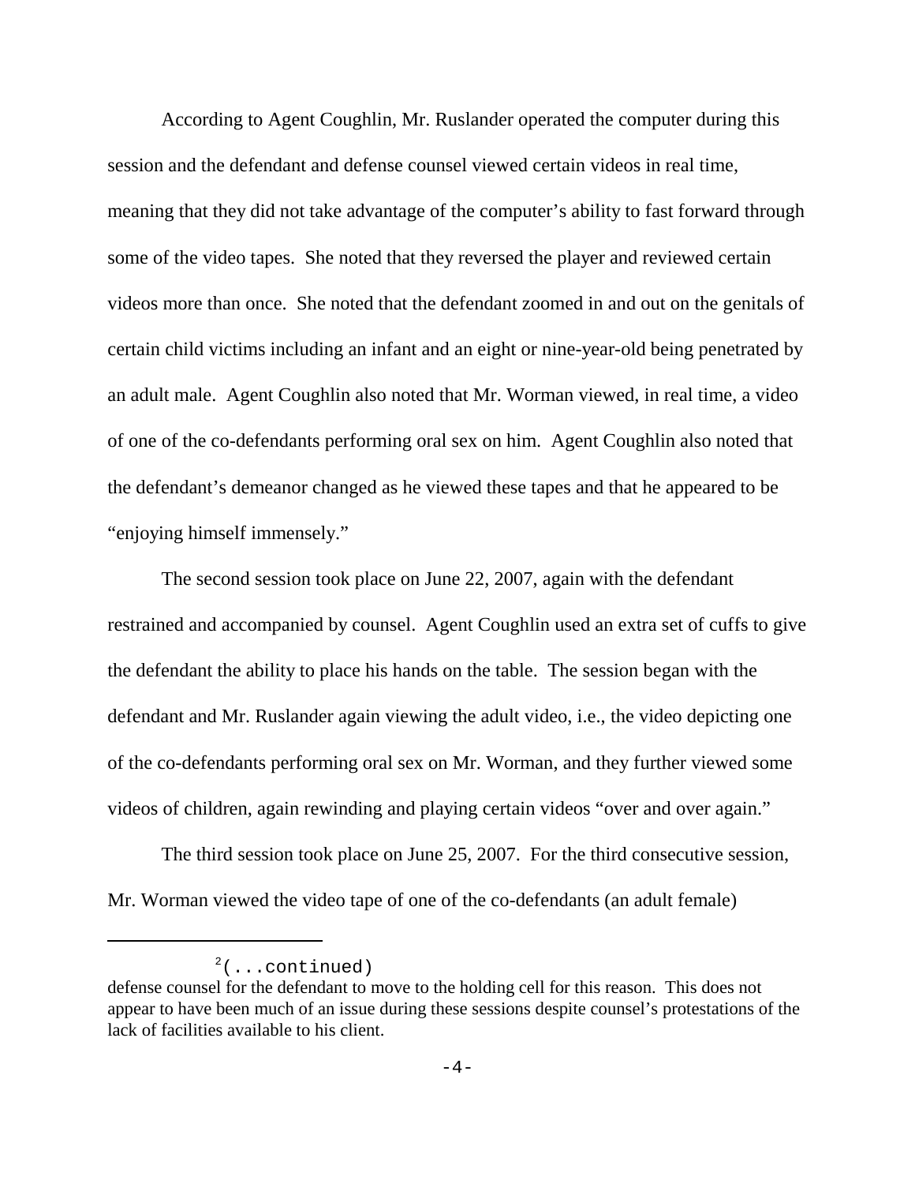According to Agent Coughlin, Mr. Ruslander operated the computer during this session and the defendant and defense counsel viewed certain videos in real time, meaning that they did not take advantage of the computer's ability to fast forward through some of the video tapes. She noted that they reversed the player and reviewed certain videos more than once. She noted that the defendant zoomed in and out on the genitals of certain child victims including an infant and an eight or nine-year-old being penetrated by an adult male. Agent Coughlin also noted that Mr. Worman viewed, in real time, a video of one of the co-defendants performing oral sex on him. Agent Coughlin also noted that the defendant's demeanor changed as he viewed these tapes and that he appeared to be "enjoying himself immensely."

The second session took place on June 22, 2007, again with the defendant restrained and accompanied by counsel. Agent Coughlin used an extra set of cuffs to give the defendant the ability to place his hands on the table. The session began with the defendant and Mr. Ruslander again viewing the adult video, i.e., the video depicting one of the co-defendants performing oral sex on Mr. Worman, and they further viewed some videos of children, again rewinding and playing certain videos "over and over again."

The third session took place on June 25, 2007. For the third consecutive session, Mr. Worman viewed the video tape of one of the co-defendants (an adult female)

---

[2](...continued)
defense counsel for the defendant to move to the holding cell for this reason. This does not appear to have been much of an issue during these sessions despite counsel's protestations of the lack of facilities available to his client.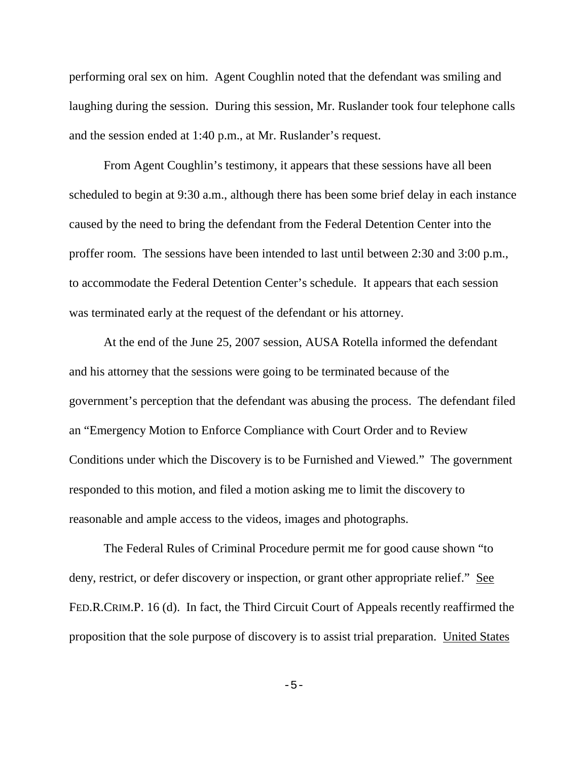performing oral sex on him. Agent Coughlin noted that the defendant was smiling and laughing during the session. During this session, Mr. Ruslander took four telephone calls and the session ended at 1:40 p.m., at Mr. Ruslander's request.

From Agent Coughlin's testimony, it appears that these sessions have all been scheduled to begin at 9:30 a.m., although there has been some brief delay in each instance caused by the need to bring the defendant from the Federal Detention Center into the proffer room. The sessions have been intended to last until between 2:30 and 3:00 p.m., to accommodate the Federal Detention Center's schedule. It appears that each session was terminated early at the request of the defendant or his attorney.

At the end of the June 25, 2007 session, AUSA Rotella informed the defendant and his attorney that the sessions were going to be terminated because of the government's perception that the defendant was abusing the process. The defendant filed an "Emergency Motion to Enforce Compliance with Court Order and to Review Conditions under which the Discovery is to be Furnished and Viewed." The government responded to this motion, and filed a motion asking me to limit the discovery to reasonable and ample access to the videos, images and photographs.

The Federal Rules of Criminal Procedure permit me for good cause shown "to deny, restrict, or defer discovery or inspection, or grant other appropriate relief." See FED.R.CRIM.P. 16 (d). In fact, the Third Circuit Court of Appeals recently reaffirmed the proposition that the sole purpose of discovery is to assist trial preparation. United States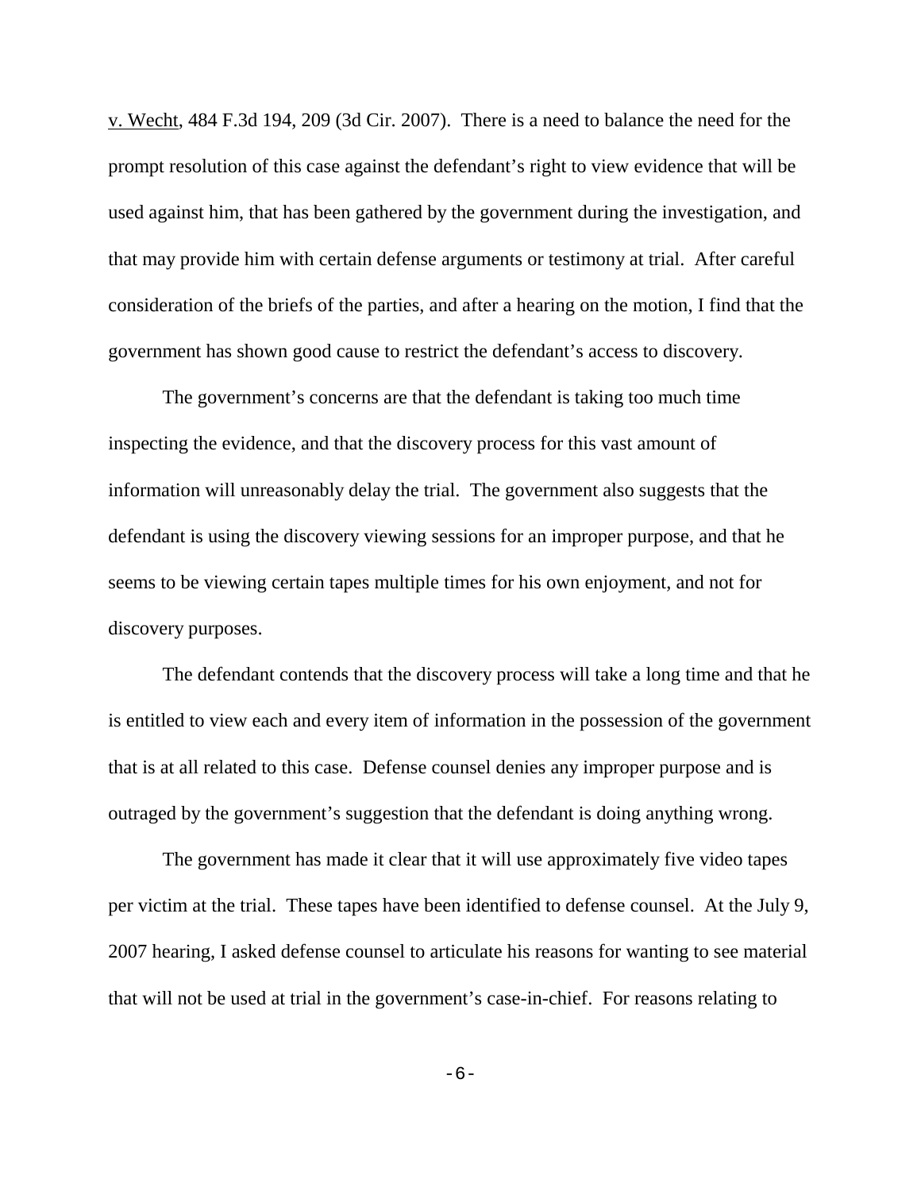v. Wecht, 484 F.3d 194, 209 (3d Cir. 2007). There is a need to balance the need for the prompt resolution of this case against the defendant's right to view evidence that will be used against him, that has been gathered by the government during the investigation, and that may provide him with certain defense arguments or testimony at trial. After careful consideration of the briefs of the parties, and after a hearing on the motion, I find that the government has shown good cause to restrict the defendant's access to discovery.

The government's concerns are that the defendant is taking too much time inspecting the evidence, and that the discovery process for this vast amount of information will unreasonably delay the trial. The government also suggests that the defendant is using the discovery viewing sessions for an improper purpose, and that he seems to be viewing certain tapes multiple times for his own enjoyment, and not for discovery purposes.

The defendant contends that the discovery process will take a long time and that he is entitled to view each and every item of information in the possession of the government that is at all related to this case. Defense counsel denies any improper purpose and is outraged by the government's suggestion that the defendant is doing anything wrong.

The government has made it clear that it will use approximately five video tapes per victim at the trial. These tapes have been identified to defense counsel. At the July 9, 2007 hearing, I asked defense counsel to articulate his reasons for wanting to see material that will not be used at trial in the government's case-in-chief. For reasons relating to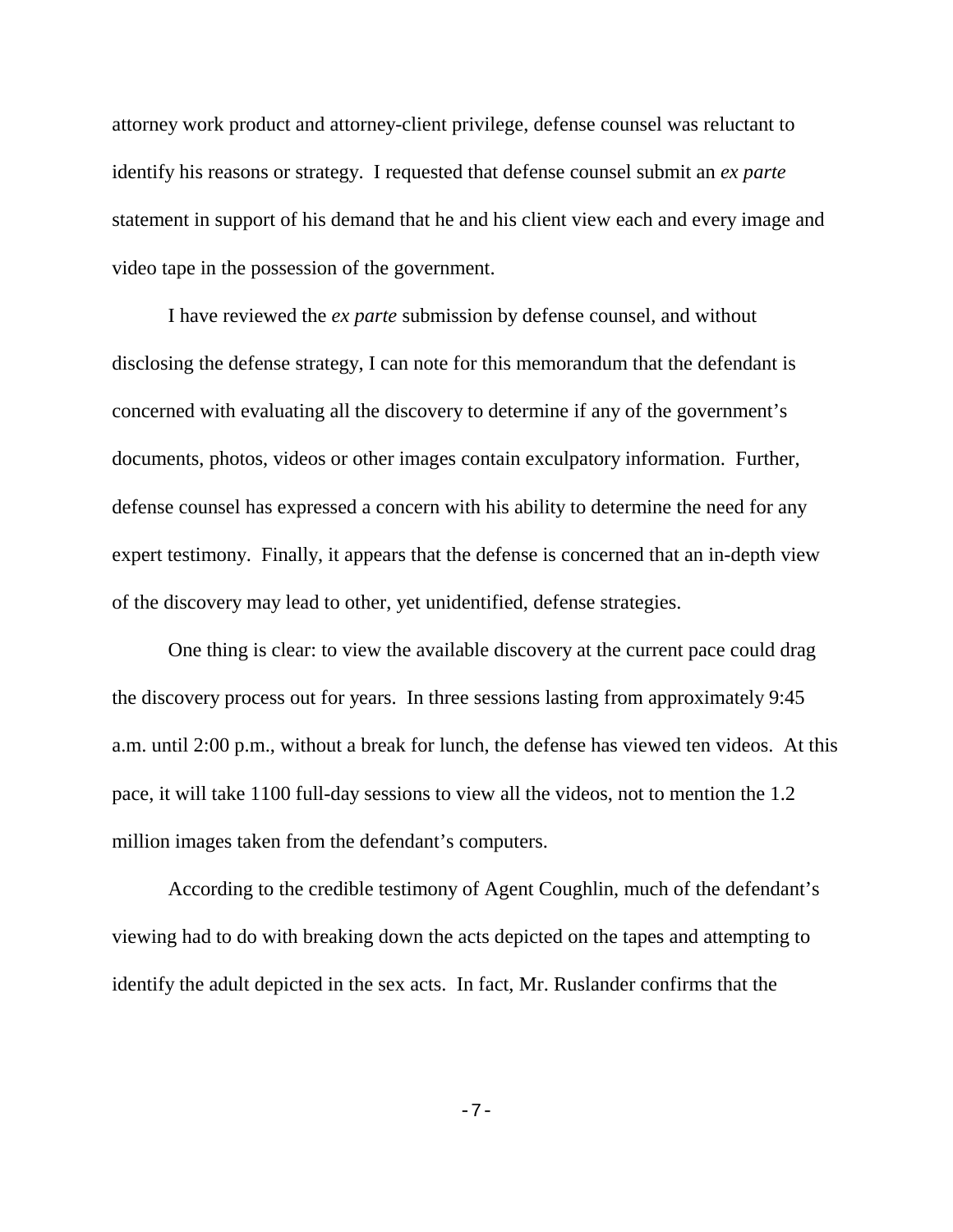attorney work product and attorney-client privilege, defense counsel was reluctant to identify his reasons or strategy. I requested that defense counsel submit an *ex parte* statement in support of his demand that he and his client view each and every image and video tape in the possession of the government.

I have reviewed the *ex parte* submission by defense counsel, and without disclosing the defense strategy, I can note for this memorandum that the defendant is concerned with evaluating all the discovery to determine if any of the government's documents, photos, videos or other images contain exculpatory information. Further, defense counsel has expressed a concern with his ability to determine the need for any expert testimony. Finally, it appears that the defense is concerned that an in-depth view of the discovery may lead to other, yet unidentified, defense strategies.

One thing is clear: to view the available discovery at the current pace could drag the discovery process out for years. In three sessions lasting from approximately 9:45 a.m. until 2:00 p.m., without a break for lunch, the defense has viewed ten videos. At this pace, it will take 1100 full-day sessions to view all the videos, not to mention the 1.2 million images taken from the defendant's computers.

According to the credible testimony of Agent Coughlin, much of the defendant's viewing had to do with breaking down the acts depicted on the tapes and attempting to identify the adult depicted in the sex acts. In fact, Mr. Ruslander confirms that the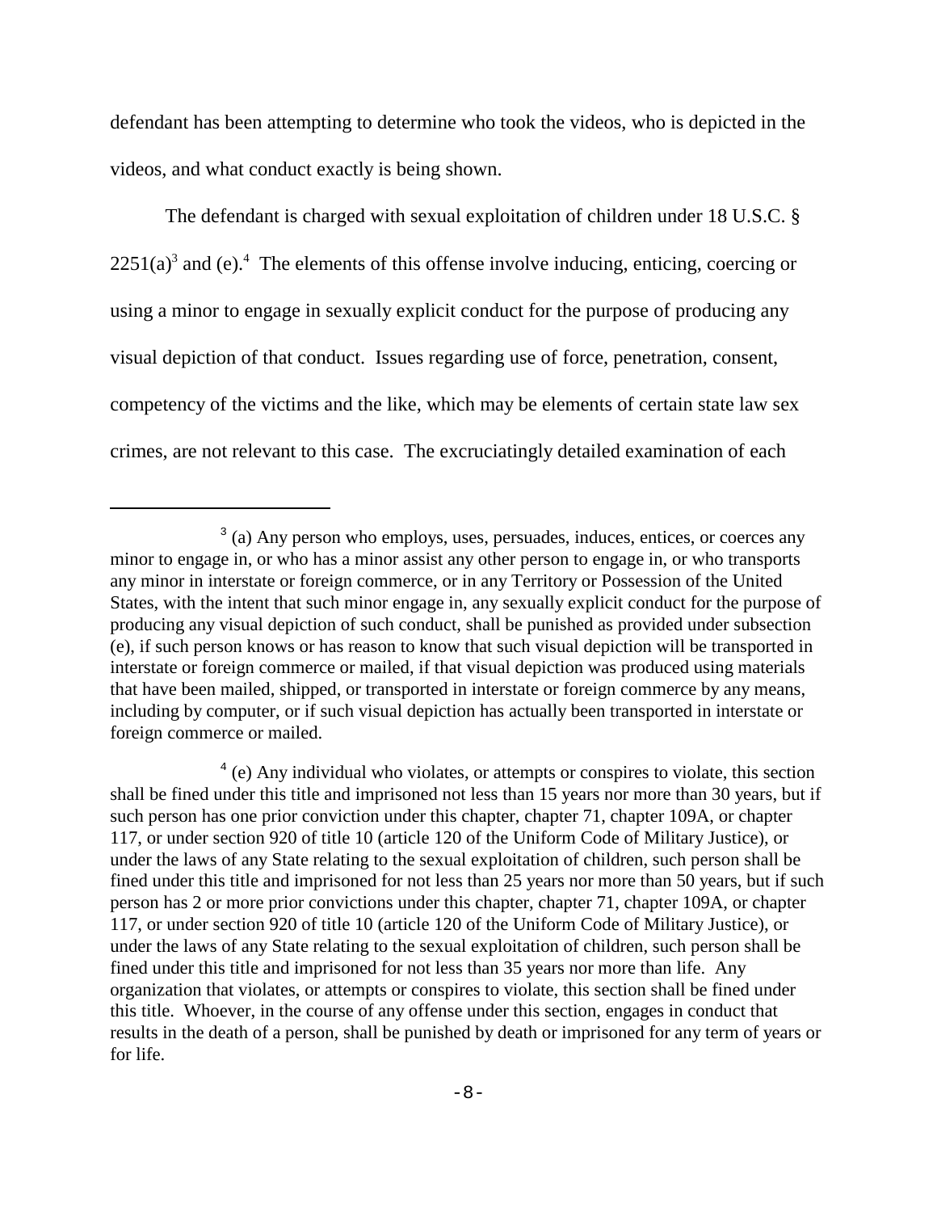defendant has been attempting to determine who took the videos, who is depicted in the videos, and what conduct exactly is being shown.

The defendant is charged with sexual exploitation of children under 18 U.S.C. § 2251(a)[3] and (e).[4] The elements of this offense involve inducing, enticing, coercing or using a minor to engage in sexually explicit conduct for the purpose of producing any visual depiction of that conduct. Issues regarding use of force, penetration, consent, competency of the victims and the like, which may be elements of certain state law sex crimes, are not relevant to this case. The excruciatingly detailed examination of each

---

[3] (a) Any person who employs, uses, persuades, induces, entices, or coerces any minor to engage in, or who has a minor assist any other person to engage in, or who transports any minor in interstate or foreign commerce, or in any Territory or Possession of the United States, with the intent that such minor engage in, any sexually explicit conduct for the purpose of producing any visual depiction of such conduct, shall be punished as provided under subsection (e), if such person knows or has reason to know that such visual depiction will be transported in interstate or foreign commerce or mailed, if that visual depiction was produced using materials that have been mailed, shipped, or transported in interstate or foreign commerce by any means, including by computer, or if such visual depiction has actually been transported in interstate or foreign commerce or mailed.

[4] (e) Any individual who violates, or attempts or conspires to violate, this section shall be fined under this title and imprisoned not less than 15 years nor more than 30 years, but if such person has one prior conviction under this chapter, chapter 71, chapter 109A, or chapter 117, or under section 920 of title 10 (article 120 of the Uniform Code of Military Justice), or under the laws of any State relating to the sexual exploitation of children, such person shall be fined under this title and imprisoned for not less than 25 years nor more than 50 years, but if such person has 2 or more prior convictions under this chapter, chapter 71, chapter 109A, or chapter 117, or under section 920 of title 10 (article 120 of the Uniform Code of Military Justice), or under the laws of any State relating to the sexual exploitation of children, such person shall be fined under this title and imprisoned for not less than 35 years nor more than life. Any organization that violates, or attempts or conspires to violate, this section shall be fined under this title. Whoever, in the course of any offense under this section, engages in conduct that results in the death of a person, shall be punished by death or imprisoned for any term of years or for life.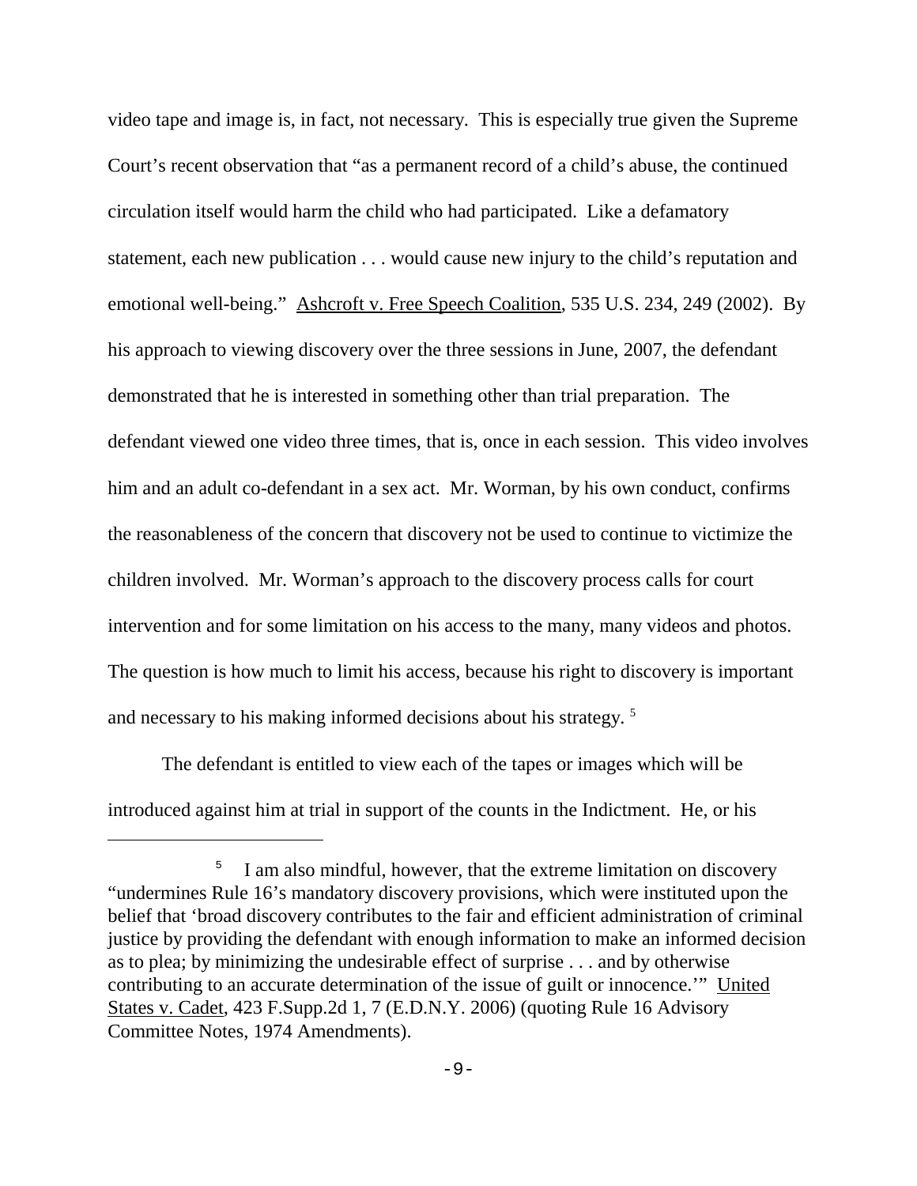video tape and image is, in fact, not necessary. This is especially true given the Supreme Court's recent observation that "as a permanent record of a child's abuse, the continued circulation itself would harm the child who had participated. Like a defamatory statement, each new publication . . . would cause new injury to the child's reputation and emotional well-being." Ashcroft v. Free Speech Coalition, 535 U.S. 234, 249 (2002). By his approach to viewing discovery over the three sessions in June, 2007, the defendant demonstrated that he is interested in something other than trial preparation. The defendant viewed one video three times, that is, once in each session. This video involves him and an adult co-defendant in a sex act. Mr. Worman, by his own conduct, confirms the reasonableness of the concern that discovery not be used to continue to victimize the children involved. Mr. Worman's approach to the discovery process calls for court intervention and for some limitation on his access to the many, many videos and photos. The question is how much to limit his access, because his right to discovery is important and necessary to his making informed decisions about his strategy. [5]

The defendant is entitled to view each of the tapes or images which will be introduced against him at trial in support of the counts in the Indictment. He, or his

---

[5] I am also mindful, however, that the extreme limitation on discovery "undermines Rule 16's mandatory discovery provisions, which were instituted upon the belief that 'broad discovery contributes to the fair and efficient administration of criminal justice by providing the defendant with enough information to make an informed decision as to plea; by minimizing the undesirable effect of surprise . . . and by otherwise contributing to an accurate determination of the issue of guilt or innocence.'" United States v. Cadet, 423 F.Supp.2d 1, 7 (E.D.N.Y. 2006) (quoting Rule 16 Advisory Committee Notes, 1974 Amendments).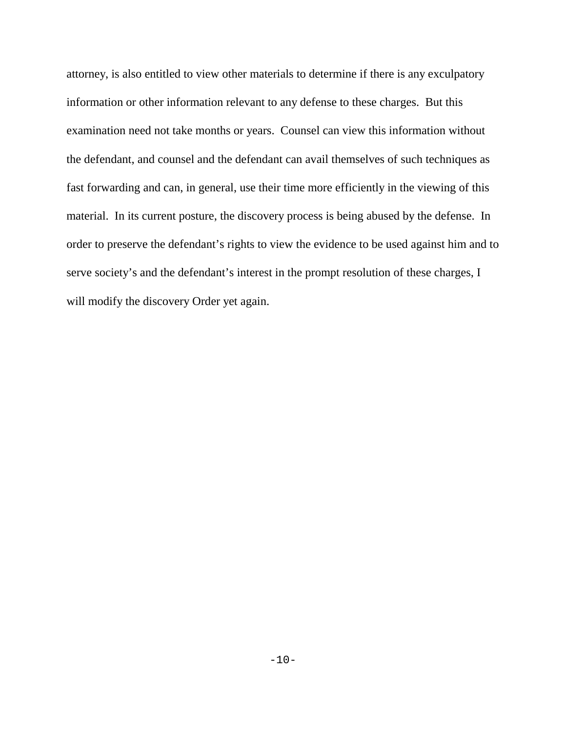attorney, is also entitled to view other materials to determine if there is any exculpatory information or other information relevant to any defense to these charges. But this examination need not take months or years. Counsel can view this information without the defendant, and counsel and the defendant can avail themselves of such techniques as fast forwarding and can, in general, use their time more efficiently in the viewing of this material. In its current posture, the discovery process is being abused by the defense. In order to preserve the defendant's rights to view the evidence to be used against him and to serve society's and the defendant's interest in the prompt resolution of these charges, I will modify the discovery Order yet again.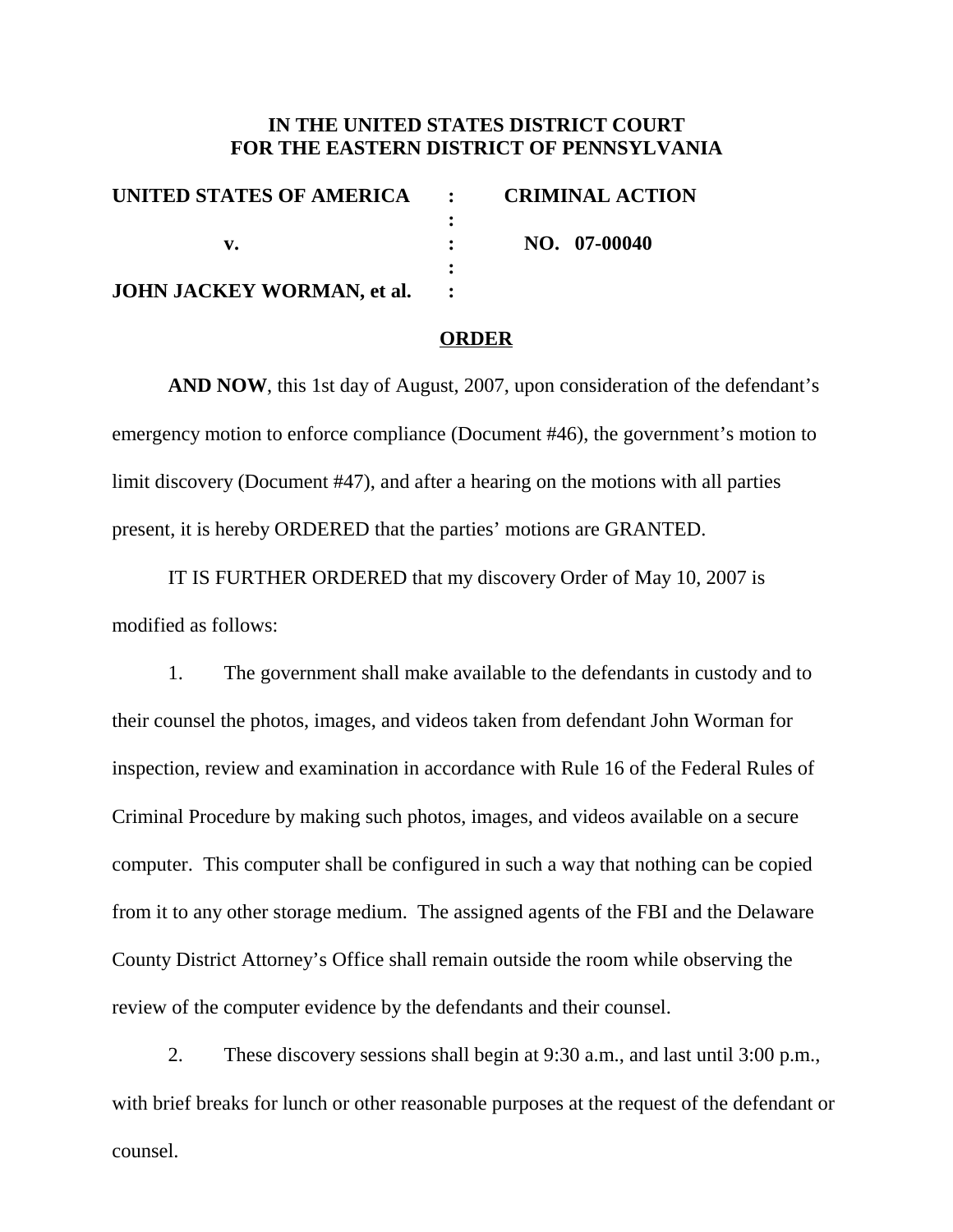**IN THE UNITED STATES DISTRICT COURT**
**FOR THE EASTERN DISTRICT OF PENNSYLVANIA**

| | | |
|---|---|---|
| **UNITED STATES OF AMERICA** | : | **CRIMINAL ACTION** |
| | : | |
| **v.** | : | **NO. 07-00040** |
| | : | |
| **JOHN JACKEY WORMAN, et al.** | : | |

**ORDER**

**AND NOW**, this 1st day of August, 2007, upon consideration of the defendant's emergency motion to enforce compliance (Document #46), the government's motion to limit discovery (Document #47), and after a hearing on the motions with all parties present, it is hereby ORDERED that the parties' motions are GRANTED.

IT IS FURTHER ORDERED that my discovery Order of May 10, 2007 is modified as follows:

1. The government shall make available to the defendants in custody and to their counsel the photos, images, and videos taken from defendant John Worman for inspection, review and examination in accordance with Rule 16 of the Federal Rules of Criminal Procedure by making such photos, images, and videos available on a secure computer. This computer shall be configured in such a way that nothing can be copied from it to any other storage medium. The assigned agents of the FBI and the Delaware County District Attorney's Office shall remain outside the room while observing the review of the computer evidence by the defendants and their counsel.

2. These discovery sessions shall begin at 9:30 a.m., and last until 3:00 p.m., with brief breaks for lunch or other reasonable purposes at the request of the defendant or counsel.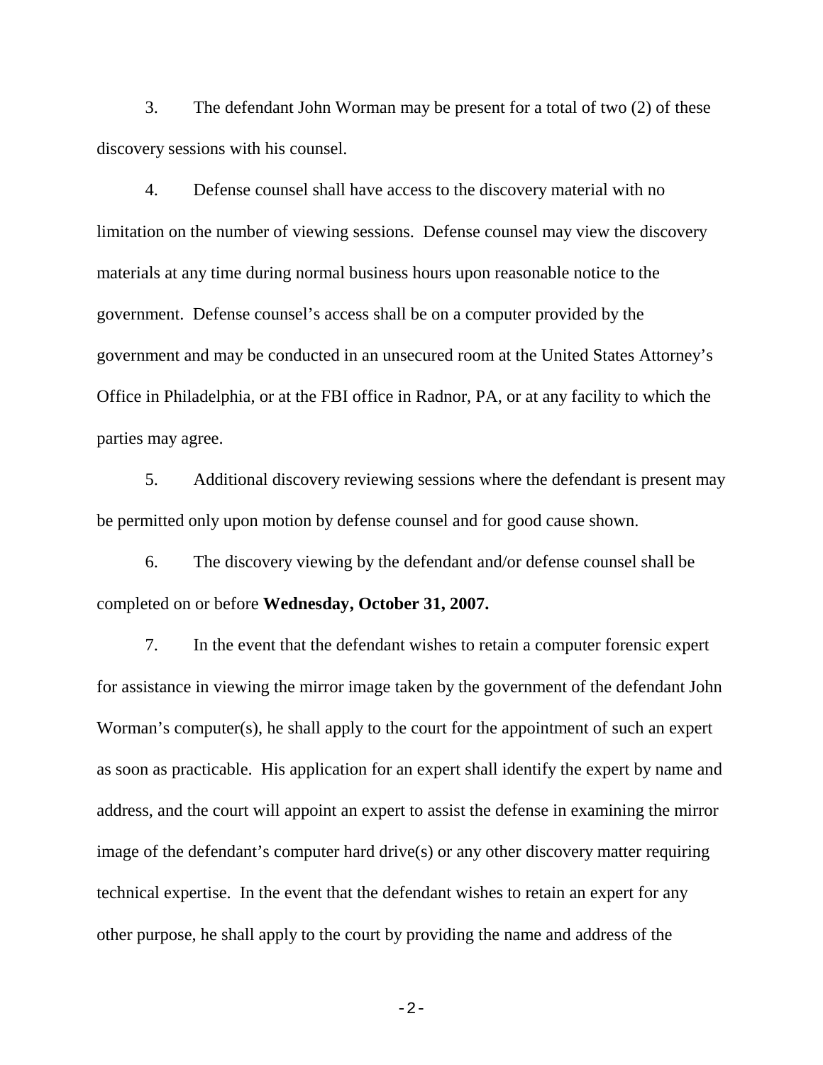3. The defendant John Worman may be present for a total of two (2) of these discovery sessions with his counsel.

4. Defense counsel shall have access to the discovery material with no limitation on the number of viewing sessions. Defense counsel may view the discovery materials at any time during normal business hours upon reasonable notice to the government. Defense counsel's access shall be on a computer provided by the government and may be conducted in an unsecured room at the United States Attorney's Office in Philadelphia, or at the FBI office in Radnor, PA, or at any facility to which the parties may agree.

5. Additional discovery reviewing sessions where the defendant is present may be permitted only upon motion by defense counsel and for good cause shown.

6. The discovery viewing by the defendant and/or defense counsel shall be completed on or before **Wednesday, October 31, 2007.**

7. In the event that the defendant wishes to retain a computer forensic expert for assistance in viewing the mirror image taken by the government of the defendant John Worman's computer(s), he shall apply to the court for the appointment of such an expert as soon as practicable. His application for an expert shall identify the expert by name and address, and the court will appoint an expert to assist the defense in examining the mirror image of the defendant's computer hard drive(s) or any other discovery matter requiring technical expertise. In the event that the defendant wishes to retain an expert for any other purpose, he shall apply to the court by providing the name and address of the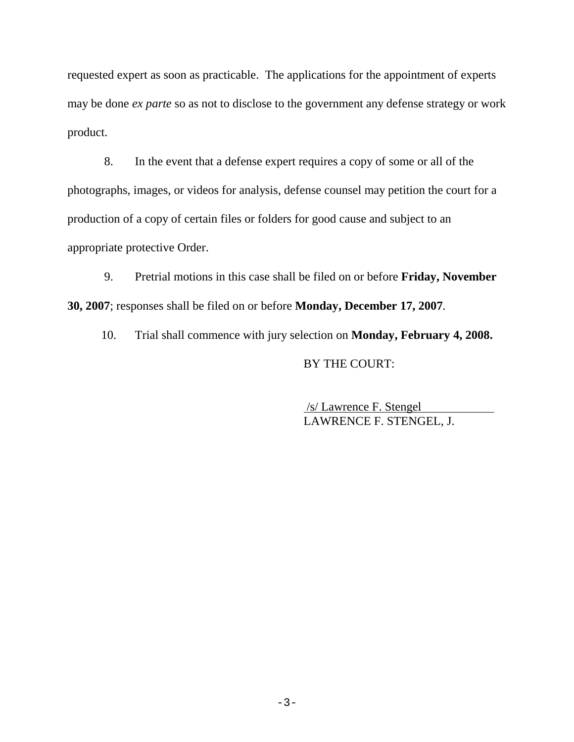requested expert as soon as practicable. The applications for the appointment of experts may be done *ex parte* so as not to disclose to the government any defense strategy or work product.

8. In the event that a defense expert requires a copy of some or all of the photographs, images, or videos for analysis, defense counsel may petition the court for a production of a copy of certain files or folders for good cause and subject to an appropriate protective Order.

9. Pretrial motions in this case shall be filed on or before **Friday, November 30, 2007**; responses shall be filed on or before **Monday, December 17, 2007**.

10. Trial shall commence with jury selection on **Monday, February 4, 2008.**

BY THE COURT:

/s/ Lawrence F. Stengel
LAWRENCE F. STENGEL, J.